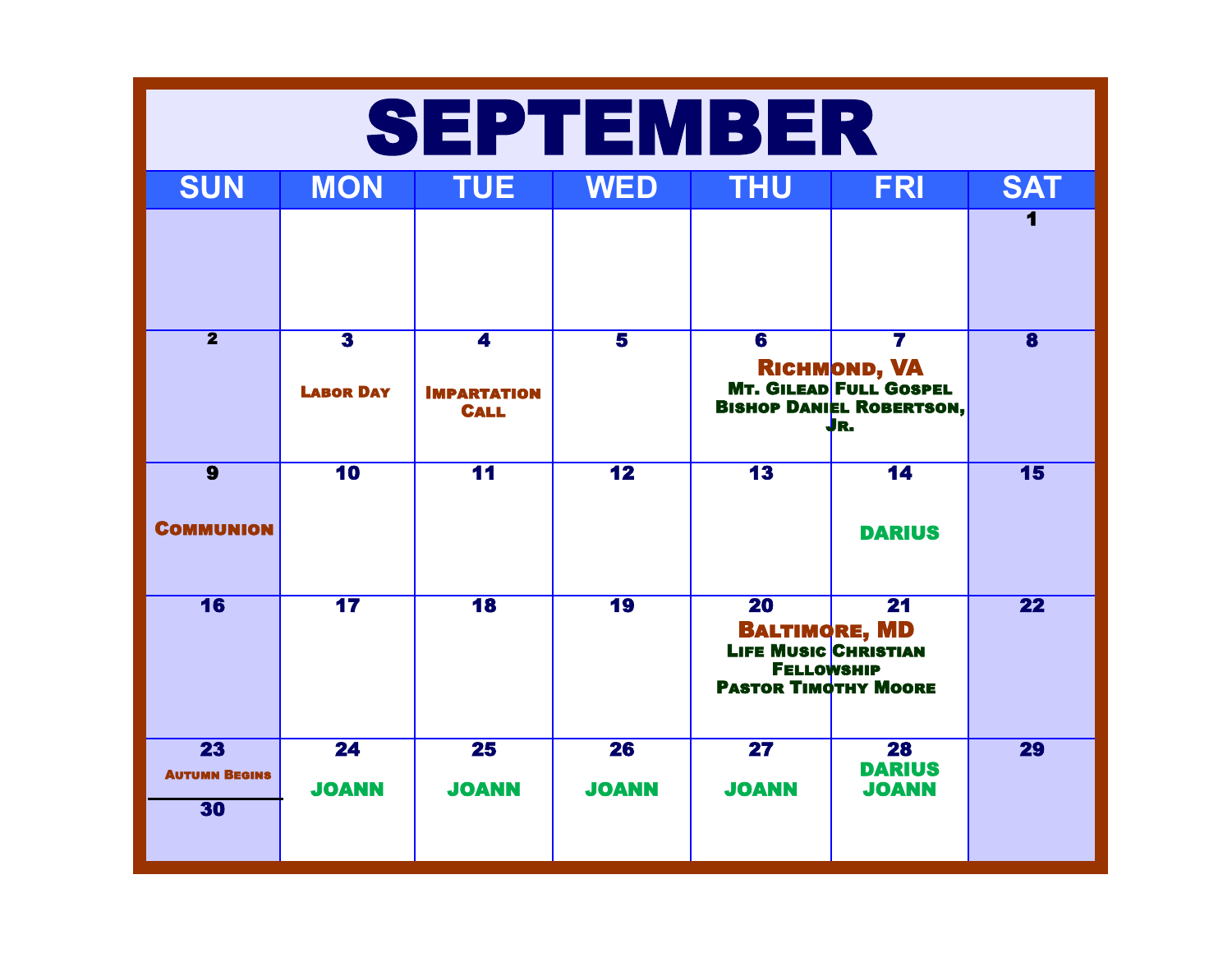# SEPTEMBER

| SUN | MON | TUE | WED | THU | FRI | SAT |
|---|---|---|---|---|---|---|
| | | | | | | 1 |
| 2 | 3 Labor Day | 4 Impartation Call | 5 | 6 Richmond, VA Mt. Gilead Full Gospel Bishop Daniel Robertson, Jr. | 7 Richmond, VA Mt. Gilead Full Gospel Bishop Daniel Robertson, Jr. | 8 |
| 9 Communion | 10 | 11 | 12 | 13 | 14 DARIUS | 15 |
| 16 | 17 | 18 | 19 | 20 Baltimore, MD Life Music Christian Fellowship Pastor Timothy Moore | 21 Baltimore, MD Life Music Christian Fellowship Pastor Timothy Moore | 22 |
| 23 Autumn Begins / 30 | 24 JOANN | 25 JOANN | 26 JOANN | 27 JOANN | 28 DARIUS JOANN | 29 |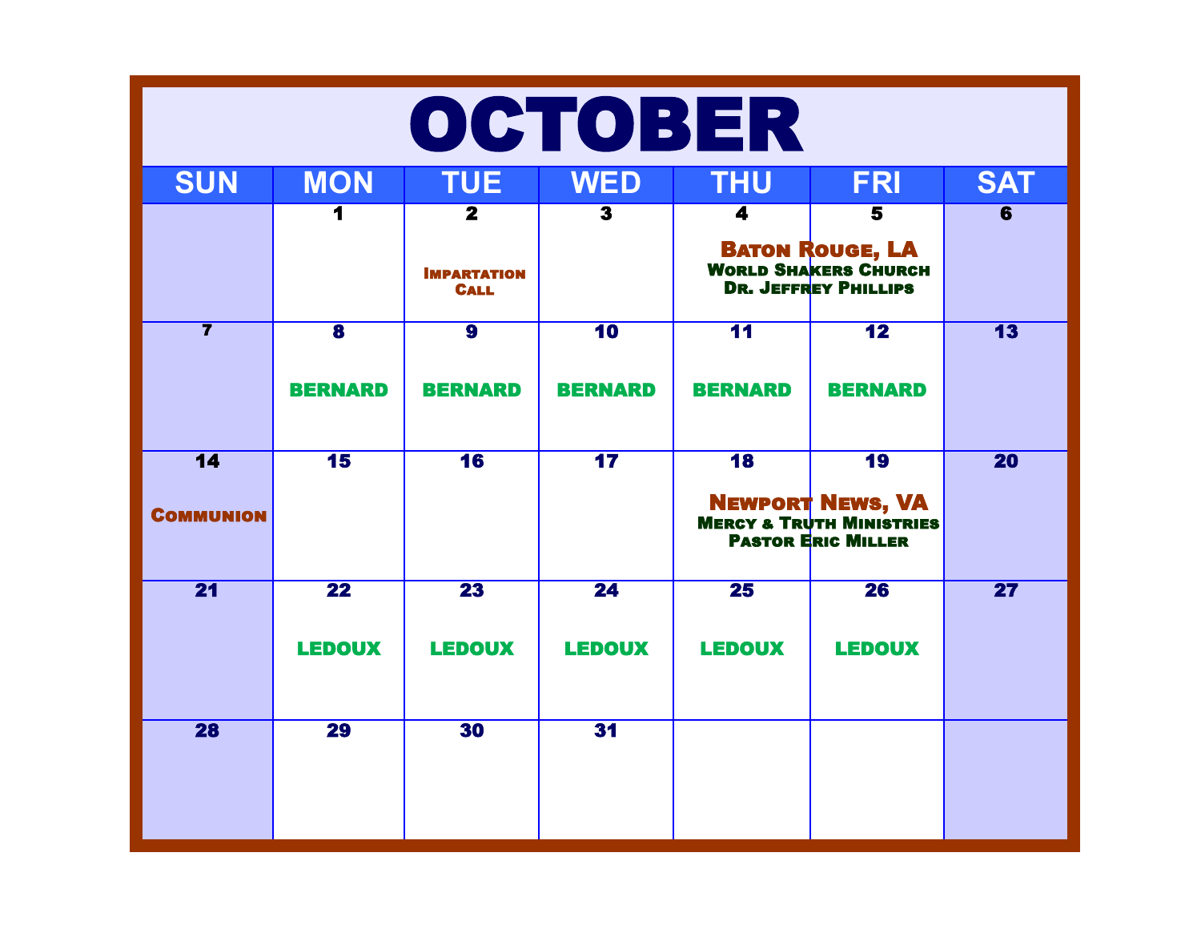# OCTOBER

| SUN | MON | TUE | WED | THU | FRI | SAT |
| --- | --- | --- | --- | --- | --- | --- |
| | 1 | 2<br>Impartation Call | 3 | 4<br>Baton Rouge, LA<br>World Shakers Church<br>Dr. Jeffrey Phillips | 5 | 6 |
| 7 | 8<br>BERNARD | 9<br>BERNARD | 10<br>BERNARD | 11<br>BERNARD | 12<br>BERNARD | 13 |
| 14<br>Communion | 15 | 16 | 17 | 18<br>Newport News, VA<br>Mercy & Truth Ministries<br>Pastor Eric Miller | 19 | 20 |
| 21 | 22<br>LEDOUX | 23<br>LEDOUX | 24<br>LEDOUX | 25<br>LEDOUX | 26<br>LEDOUX | 27 |
| 28 | 29 | 30 | 31 | | | |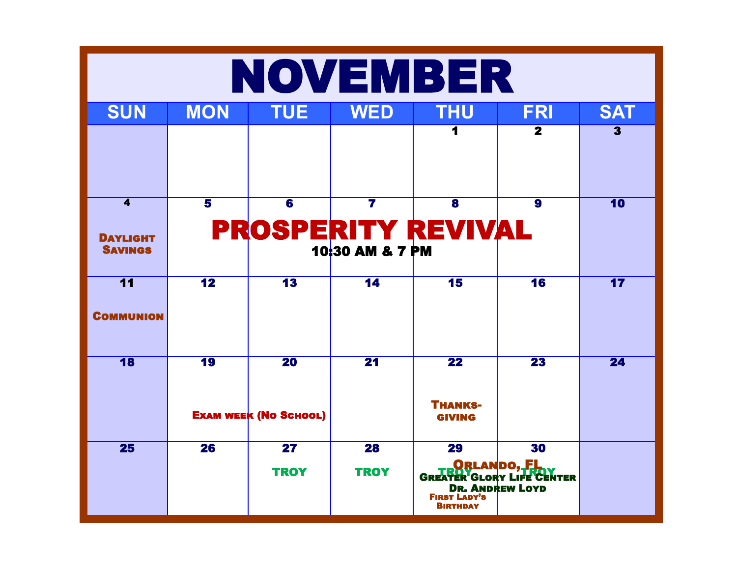# NOVEMBER

| SUN | MON | TUE | WED | THU | FRI | SAT |
|---|---|---|---|---|---|---|
| | | | | 1 | 2 | 3 |
| 4 Daylight Savings | 5 | 6 | 7 | 8 | 9 | 10 |
| 11 Communion | 12 | 13 | 14 | 15 | 16 | 17 |
| 18 | 19 | 20 | 21 | 22 Thanks-giving | 23 | 24 |
| 25 | 26 | 27 TROY | 28 TROY | 29 TROY First Lady's Birthday | 30 TROY | |

PROSPERITY REVIVAL (November 5–9)
10:30 AM & 7 PM

Exam week (No School) (November 19–20)

Orlando, FL (November 29–30)
Greater Glory Life Center
Dr. Andrew Loyd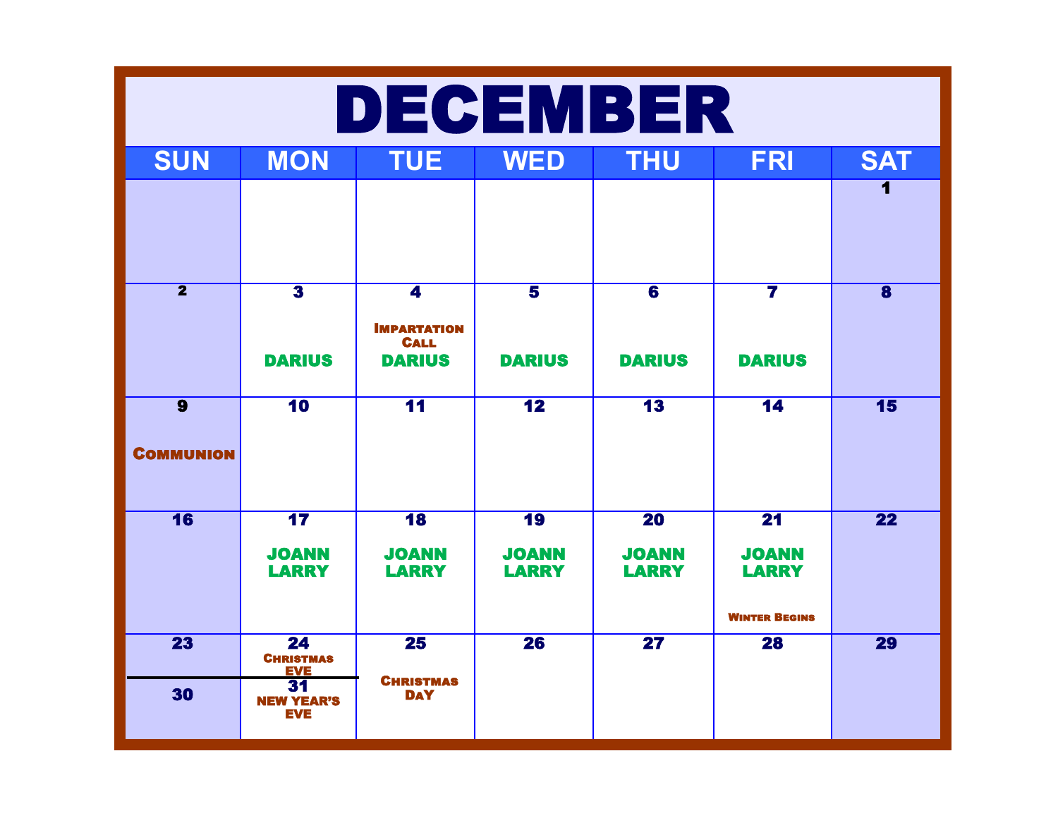# DECEMBER

| SUN | MON | TUE | WED | THU | FRI | SAT |
| --- | --- | --- | --- | --- | --- | --- |
| | | | | | | 1 |
| 2 | 3 DARIUS | 4 IMPARTATION CALL DARIUS | 5 DARIUS | 6 DARIUS | 7 DARIUS | 8 |
| 9 COMMUNION | 10 | 11 | 12 | 13 | 14 | 15 |
| 16 | 17 JOANN LARRY | 18 JOANN LARRY | 19 JOANN LARRY | 20 JOANN LARRY | 21 JOANN LARRY WINTER BEGINS | 22 |
| 23 / 30 | 24 CHRISTMAS EVE / 31 NEW YEAR'S EVE | 25 CHRISTMAS DAY | 26 | 27 | 28 | 29 |